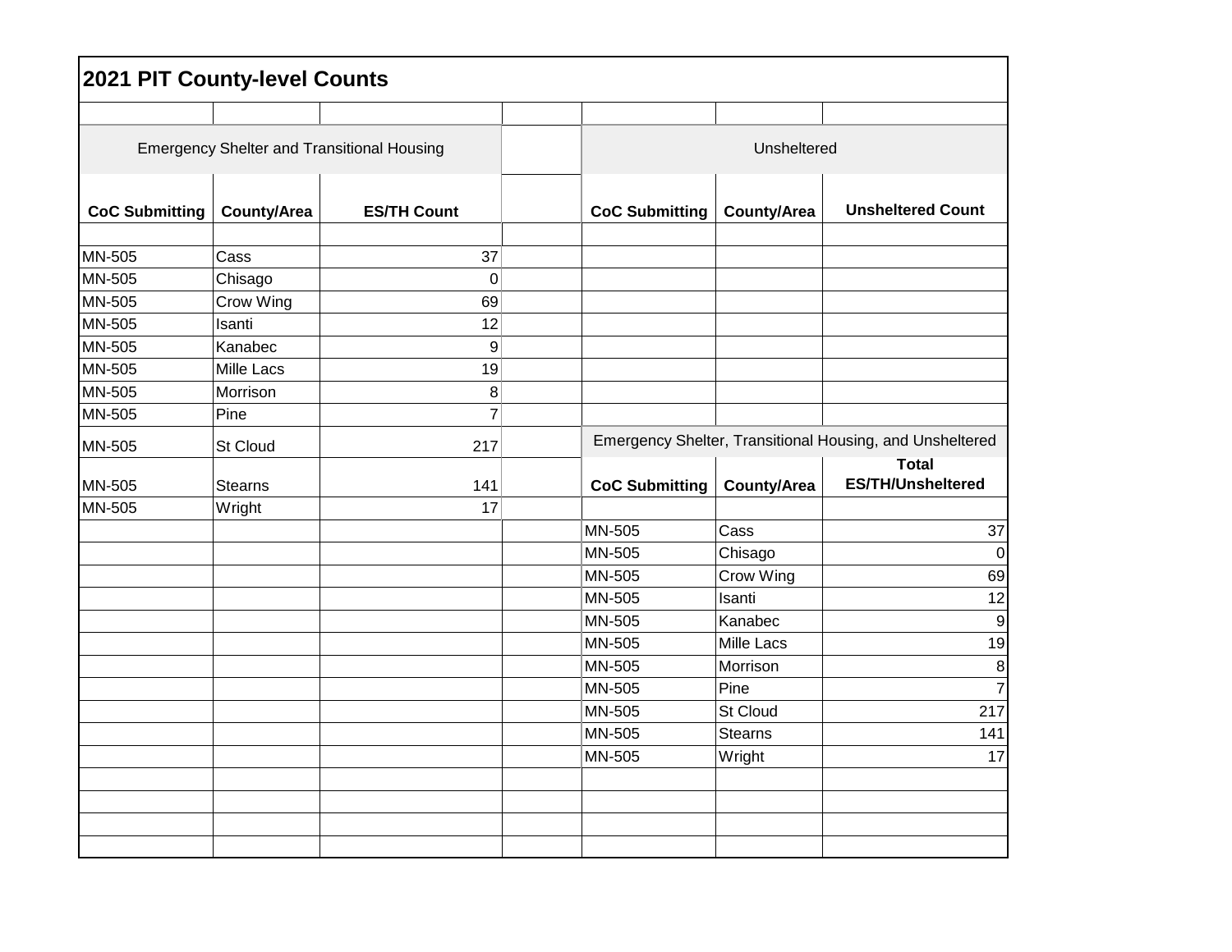# 2021 PIT County-level Counts

| Emergency Shelter and Transitional Housing | | |
|---|---|---|
| **CoC Submitting** | **County/Area** | **ES/TH Count** |
| MN-505 | Cass | 37 |
| MN-505 | Chisago | 0 |
| MN-505 | Crow Wing | 69 |
| MN-505 | Isanti | 12 |
| MN-505 | Kanabec | 9 |
| MN-505 | Mille Lacs | 19 |
| MN-505 | Morrison | 8 |
| MN-505 | Pine | 7 |
| MN-505 | St Cloud | 217 |
| MN-505 | Stearns | 141 |
| MN-505 | Wright | 17 |

| Unsheltered | | |
|---|---|---|
| **CoC Submitting** | **County/Area** | **Unsheltered Count** |

| Emergency Shelter, Transitional Housing, and Unsheltered | | |
|---|---|---|
| **CoC Submitting** | **County/Area** | **Total ES/TH/Unsheltered** |
| MN-505 | Cass | 37 |
| MN-505 | Chisago | 0 |
| MN-505 | Crow Wing | 69 |
| MN-505 | Isanti | 12 |
| MN-505 | Kanabec | 9 |
| MN-505 | Mille Lacs | 19 |
| MN-505 | Morrison | 8 |
| MN-505 | Pine | 7 |
| MN-505 | St Cloud | 217 |
| MN-505 | Stearns | 141 |
| MN-505 | Wright | 17 |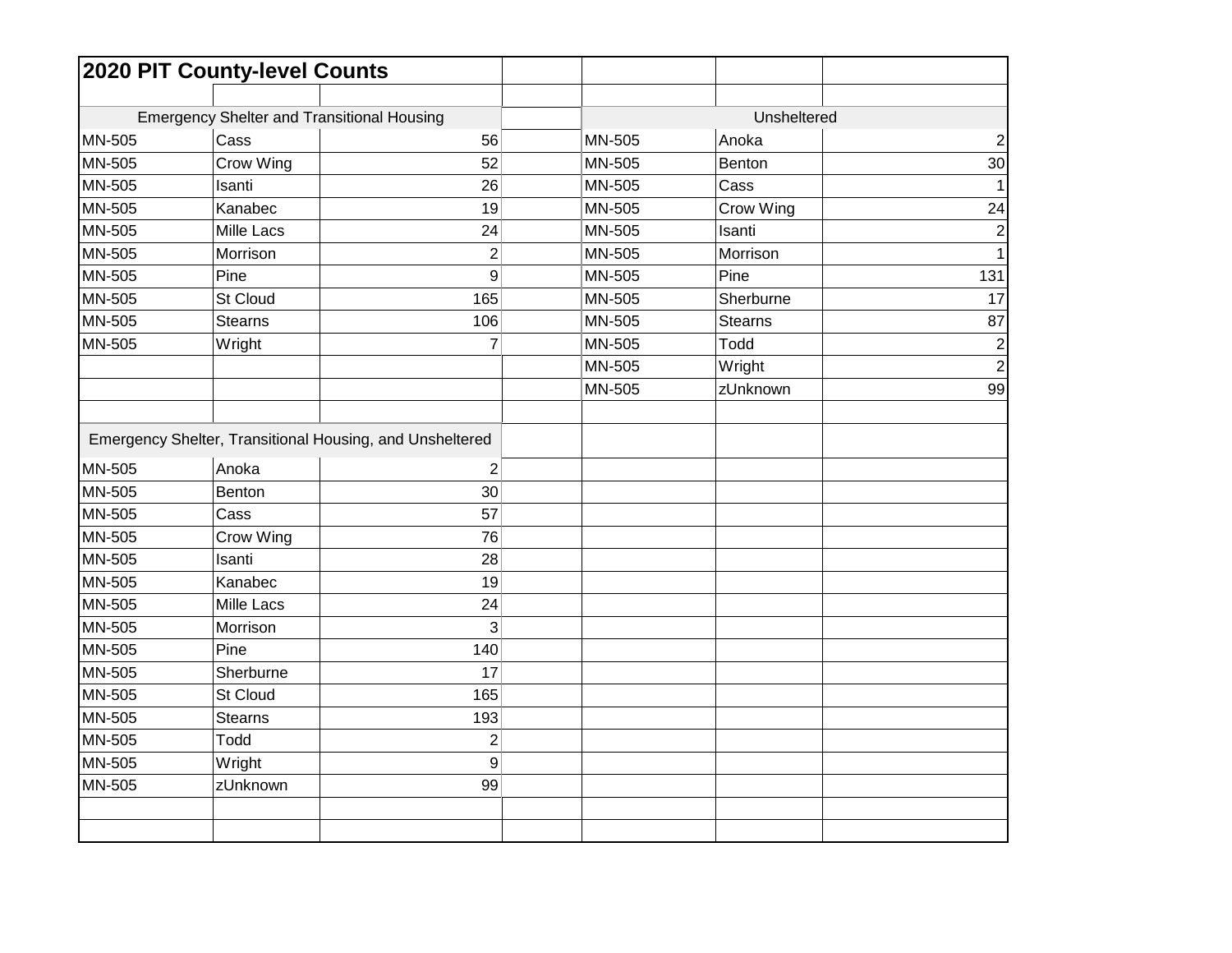# 2020 PIT County-level Counts

### Emergency Shelter and Transitional Housing

| CoC | County | Count |
|---|---|---|
| MN-505 | Cass | 56 |
| MN-505 | Crow Wing | 52 |
| MN-505 | Isanti | 26 |
| MN-505 | Kanabec | 19 |
| MN-505 | Mille Lacs | 24 |
| MN-505 | Morrison | 2 |
| MN-505 | Pine | 9 |
| MN-505 | St Cloud | 165 |
| MN-505 | Stearns | 106 |
| MN-505 | Wright | 7 |

### Unsheltered

| CoC | County | Count |
|---|---|---|
| MN-505 | Anoka | 2 |
| MN-505 | Benton | 30 |
| MN-505 | Cass | 1 |
| MN-505 | Crow Wing | 24 |
| MN-505 | Isanti | 2 |
| MN-505 | Morrison | 1 |
| MN-505 | Pine | 131 |
| MN-505 | Sherburne | 17 |
| MN-505 | Stearns | 87 |
| MN-505 | Todd | 2 |
| MN-505 | Wright | 2 |
| MN-505 | zUnknown | 99 |

### Emergency Shelter, Transitional Housing, and Unsheltered

| CoC | County | Count |
|---|---|---|
| MN-505 | Anoka | 2 |
| MN-505 | Benton | 30 |
| MN-505 | Cass | 57 |
| MN-505 | Crow Wing | 76 |
| MN-505 | Isanti | 28 |
| MN-505 | Kanabec | 19 |
| MN-505 | Mille Lacs | 24 |
| MN-505 | Morrison | 3 |
| MN-505 | Pine | 140 |
| MN-505 | Sherburne | 17 |
| MN-505 | St Cloud | 165 |
| MN-505 | Stearns | 193 |
| MN-505 | Todd | 2 |
| MN-505 | Wright | 9 |
| MN-505 | zUnknown | 99 |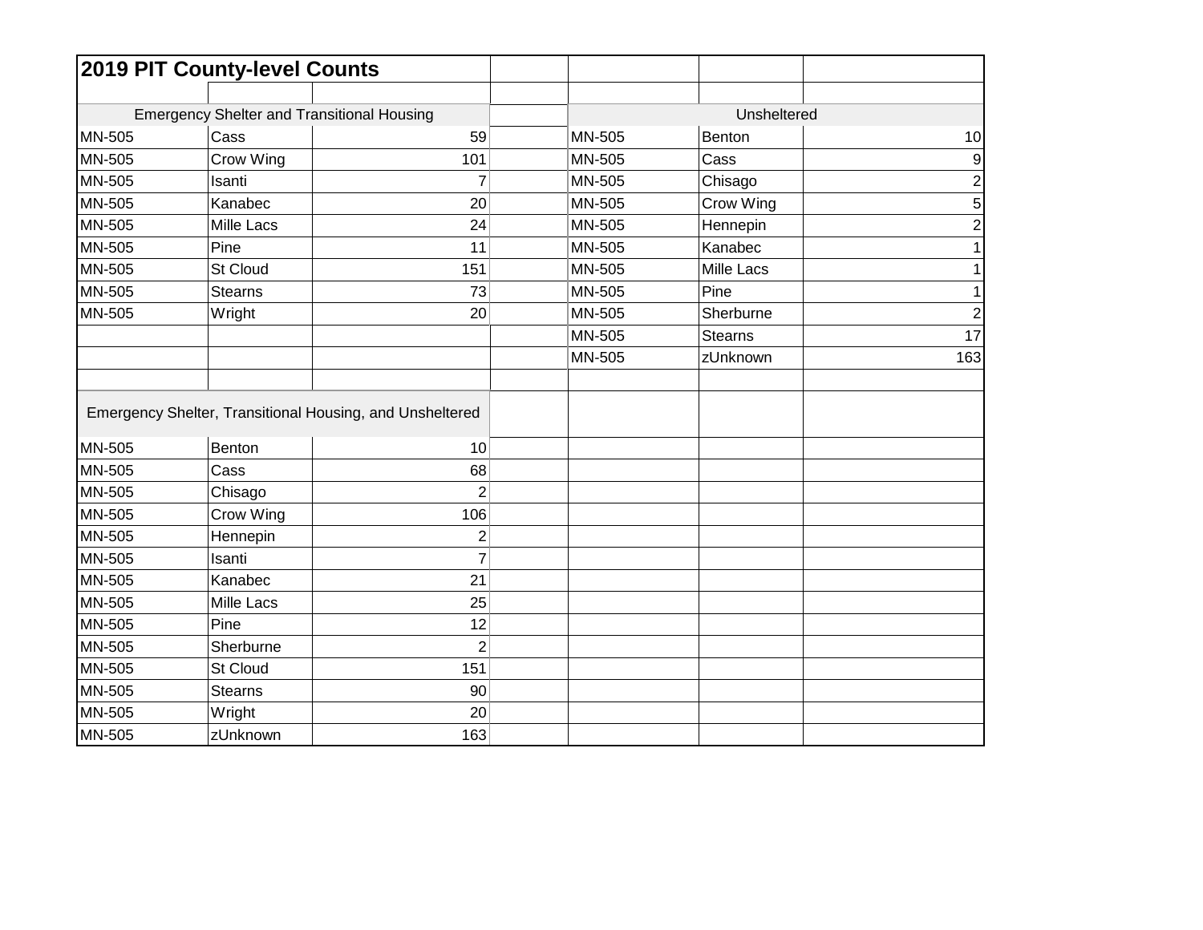# 2019 PIT County-level Counts

| Emergency Shelter and Transitional Housing | | |
|---|---|---|
| MN-505 | Cass | 59 |
| MN-505 | Crow Wing | 101 |
| MN-505 | Isanti | 7 |
| MN-505 | Kanabec | 20 |
| MN-505 | Mille Lacs | 24 |
| MN-505 | Pine | 11 |
| MN-505 | St Cloud | 151 |
| MN-505 | Stearns | 73 |
| MN-505 | Wright | 20 |

| Unsheltered | | |
|---|---|---|
| MN-505 | Benton | 10 |
| MN-505 | Cass | 9 |
| MN-505 | Chisago | 2 |
| MN-505 | Crow Wing | 5 |
| MN-505 | Hennepin | 2 |
| MN-505 | Kanabec | 1 |
| MN-505 | Mille Lacs | 1 |
| MN-505 | Pine | 1 |
| MN-505 | Sherburne | 2 |
| MN-505 | Stearns | 17 |
| MN-505 | zUnknown | 163 |

| Emergency Shelter, Transitional Housing, and Unsheltered | | |
|---|---|---|
| MN-505 | Benton | 10 |
| MN-505 | Cass | 68 |
| MN-505 | Chisago | 2 |
| MN-505 | Crow Wing | 106 |
| MN-505 | Hennepin | 2 |
| MN-505 | Isanti | 7 |
| MN-505 | Kanabec | 21 |
| MN-505 | Mille Lacs | 25 |
| MN-505 | Pine | 12 |
| MN-505 | Sherburne | 2 |
| MN-505 | St Cloud | 151 |
| MN-505 | Stearns | 90 |
| MN-505 | Wright | 20 |
| MN-505 | zUnknown | 163 |